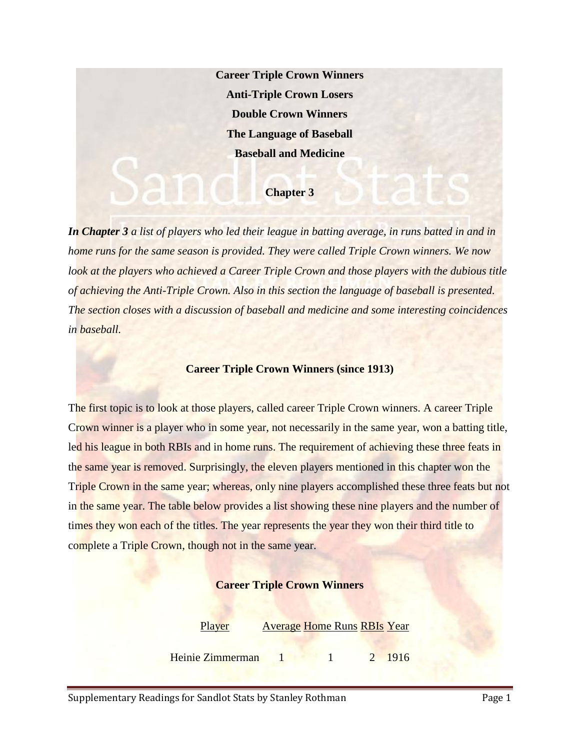**Career Triple Crown Winners**

**Anti-Triple Crown Losers**

**Double Crown Winners**

**The Language of Baseball**

**Baseball and Medicine**

## Chapter 3

***In Chapter 3** a list of players who led their league in batting average, in runs batted in and in home runs for the same season is provided. They were called Triple Crown winners. We now look at the players who achieved a Career Triple Crown and those players with the dubious title of achieving the Anti-Triple Crown. Also in this section the language of baseball is presented. The section closes with a discussion of baseball and medicine and some interesting coincidences in baseball.*

### Career Triple Crown Winners (since 1913)

The first topic is to look at those players, called career Triple Crown winners. A career Triple Crown winner is a player who in some year, not necessarily in the same year, won a batting title, led his league in both RBIs and in home runs. The requirement of achieving these three feats in the same year is removed. Surprisingly, the eleven players mentioned in this chapter won the Triple Crown in the same year; whereas, only nine players accomplished these three feats but not in the same year. The table below provides a list showing these nine players and the number of times they won each of the titles. The year represents the year they won their third title to complete a Triple Crown, though not in the same year.

**Career Triple Crown Winners**

| Player | Average | Home Runs | RBIs | Year |
|---|---|---|---|---|
| Heinie Zimmerman | 1 | 1 | 2 | 1916 |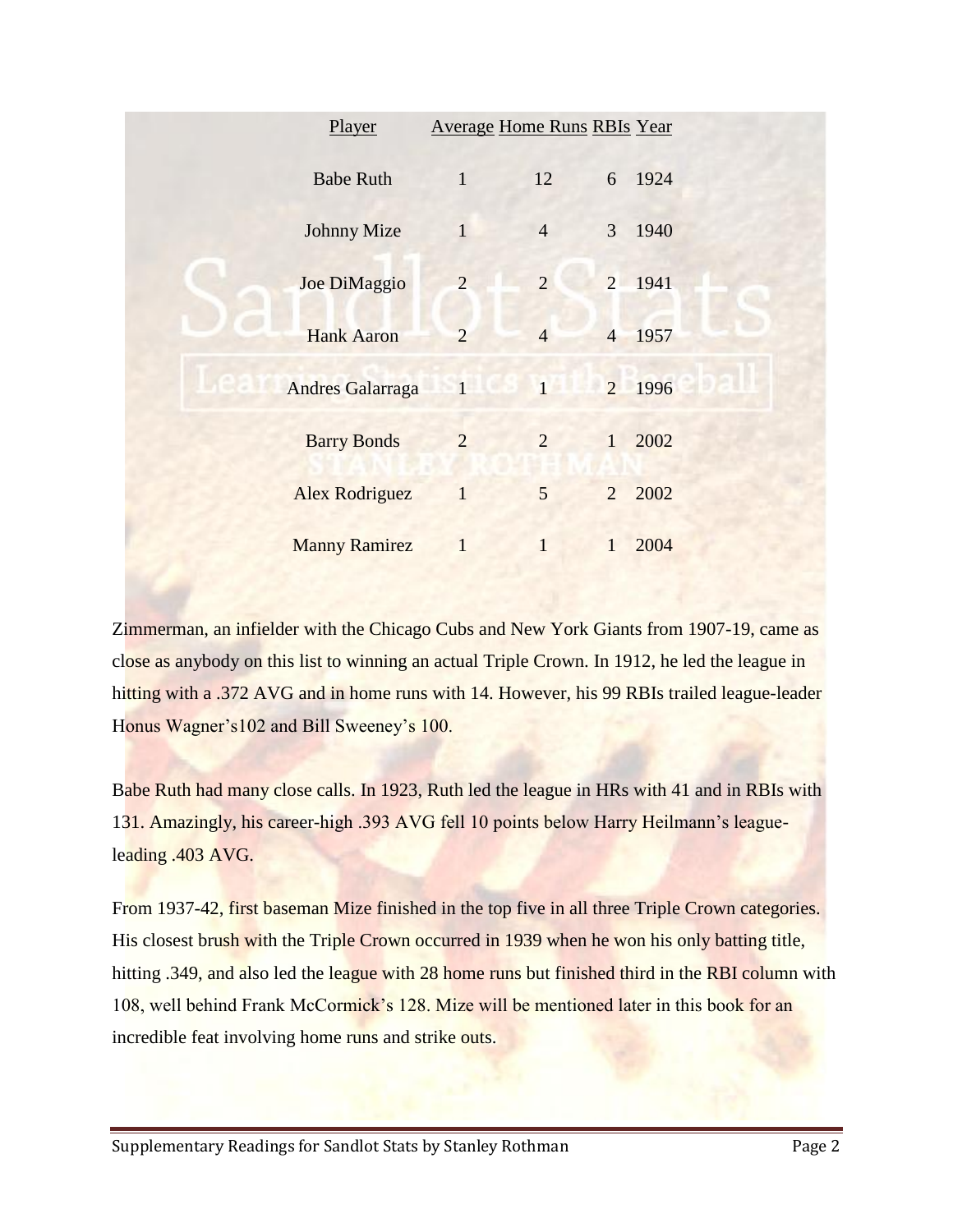| Player | Average | Home Runs | RBIs | Year |
|---|---|---|---|---|
| Babe Ruth | 1 | 12 | 6 | 1924 |
| Johnny Mize | 1 | 4 | 3 | 1940 |
| Joe DiMaggio | 2 | 2 | 2 | 1941 |
| Hank Aaron | 2 | 4 | 4 | 1957 |
| Andres Galarraga | 1 | 1 | 2 | 1996 |
| Barry Bonds | 2 | 2 | 1 | 2002 |
| Alex Rodriguez | 1 | 5 | 2 | 2002 |
| Manny Ramirez | 1 | 1 | 1 | 2004 |

Zimmerman, an infielder with the Chicago Cubs and New York Giants from 1907-19, came as close as anybody on this list to winning an actual Triple Crown. In 1912, he led the league in hitting with a .372 AVG and in home runs with 14. However, his 99 RBIs trailed league-leader Honus Wagner's102 and Bill Sweeney's 100.

Babe Ruth had many close calls. In 1923, Ruth led the league in HRs with 41 and in RBIs with 131. Amazingly, his career-high .393 AVG fell 10 points below Harry Heilmann's league-leading .403 AVG.

From 1937-42, first baseman Mize finished in the top five in all three Triple Crown categories. His closest brush with the Triple Crown occurred in 1939 when he won his only batting title, hitting .349, and also led the league with 28 home runs but finished third in the RBI column with 108, well behind Frank McCormick's 128. Mize will be mentioned later in this book for an incredible feat involving home runs and strike outs.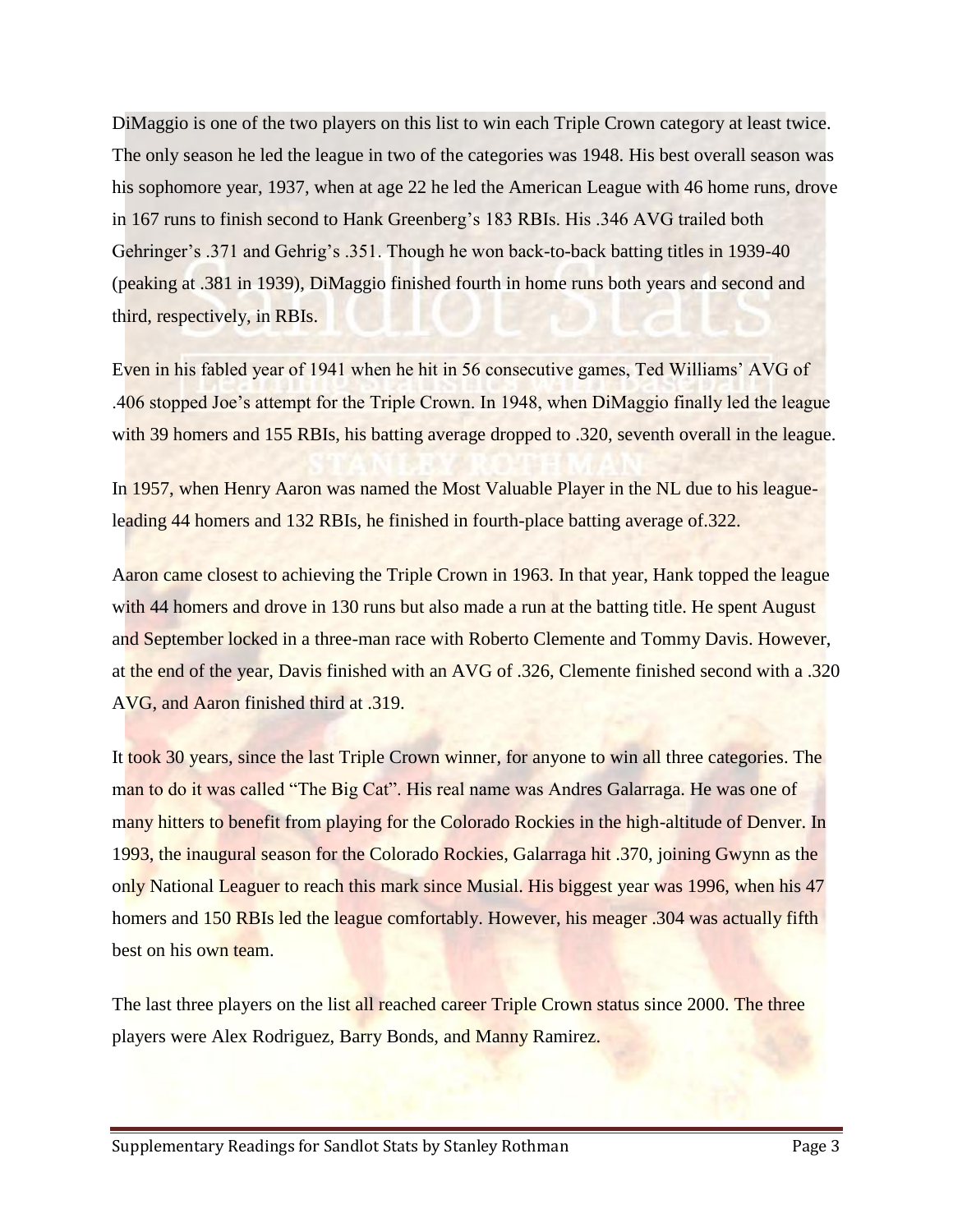DiMaggio is one of the two players on this list to win each Triple Crown category at least twice. The only season he led the league in two of the categories was 1948. His best overall season was his sophomore year, 1937, when at age 22 he led the American League with 46 home runs, drove in 167 runs to finish second to Hank Greenberg's 183 RBIs. His .346 AVG trailed both Gehringer's .371 and Gehrig's .351. Though he won back-to-back batting titles in 1939-40 (peaking at .381 in 1939), DiMaggio finished fourth in home runs both years and second and third, respectively, in RBIs.

Even in his fabled year of 1941 when he hit in 56 consecutive games, Ted Williams' AVG of .406 stopped Joe's attempt for the Triple Crown. In 1948, when DiMaggio finally led the league with 39 homers and 155 RBIs, his batting average dropped to .320, seventh overall in the league.

In 1957, when Henry Aaron was named the Most Valuable Player in the NL due to his league-leading 44 homers and 132 RBIs, he finished in fourth-place batting average of.322.

Aaron came closest to achieving the Triple Crown in 1963. In that year, Hank topped the league with 44 homers and drove in 130 runs but also made a run at the batting title. He spent August and September locked in a three-man race with Roberto Clemente and Tommy Davis. However, at the end of the year, Davis finished with an AVG of .326, Clemente finished second with a .320 AVG, and Aaron finished third at .319.

It took 30 years, since the last Triple Crown winner, for anyone to win all three categories. The man to do it was called "The Big Cat". His real name was Andres Galarraga. He was one of many hitters to benefit from playing for the Colorado Rockies in the high-altitude of Denver. In 1993, the inaugural season for the Colorado Rockies, Galarraga hit .370, joining Gwynn as the only National Leaguer to reach this mark since Musial. His biggest year was 1996, when his 47 homers and 150 RBIs led the league comfortably. However, his meager .304 was actually fifth best on his own team.

The last three players on the list all reached career Triple Crown status since 2000. The three players were Alex Rodriguez, Barry Bonds, and Manny Ramirez.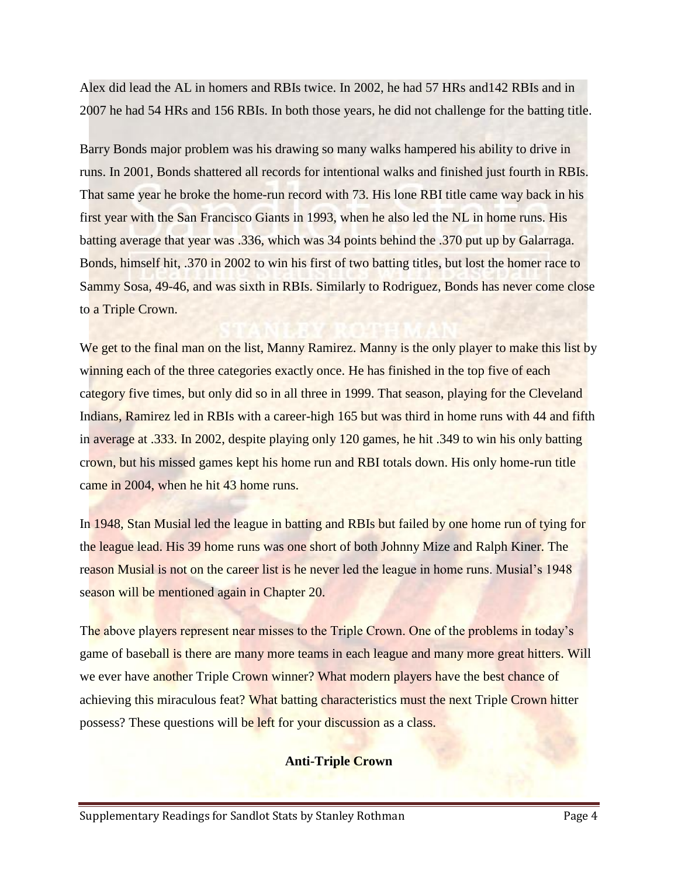Alex did lead the AL in homers and RBIs twice. In 2002, he had 57 HRs and142 RBIs and in 2007 he had 54 HRs and 156 RBIs. In both those years, he did not challenge for the batting title.

Barry Bonds major problem was his drawing so many walks hampered his ability to drive in runs. In 2001, Bonds shattered all records for intentional walks and finished just fourth in RBIs. That same year he broke the home-run record with 73. His lone RBI title came way back in his first year with the San Francisco Giants in 1993, when he also led the NL in home runs. His batting average that year was .336, which was 34 points behind the .370 put up by Galarraga. Bonds, himself hit, .370 in 2002 to win his first of two batting titles, but lost the homer race to Sammy Sosa, 49-46, and was sixth in RBIs. Similarly to Rodriguez, Bonds has never come close to a Triple Crown.

We get to the final man on the list, Manny Ramirez. Manny is the only player to make this list by winning each of the three categories exactly once. He has finished in the top five of each category five times, but only did so in all three in 1999. That season, playing for the Cleveland Indians, Ramirez led in RBIs with a career-high 165 but was third in home runs with 44 and fifth in average at .333. In 2002, despite playing only 120 games, he hit .349 to win his only batting crown, but his missed games kept his home run and RBI totals down. His only home-run title came in 2004, when he hit 43 home runs.

In 1948, Stan Musial led the league in batting and RBIs but failed by one home run of tying for the league lead. His 39 home runs was one short of both Johnny Mize and Ralph Kiner. The reason Musial is not on the career list is he never led the league in home runs. Musial's 1948 season will be mentioned again in Chapter 20.

The above players represent near misses to the Triple Crown. One of the problems in today's game of baseball is there are many more teams in each league and many more great hitters. Will we ever have another Triple Crown winner? What modern players have the best chance of achieving this miraculous feat? What batting characteristics must the next Triple Crown hitter possess? These questions will be left for your discussion as a class.

**Anti-Triple Crown**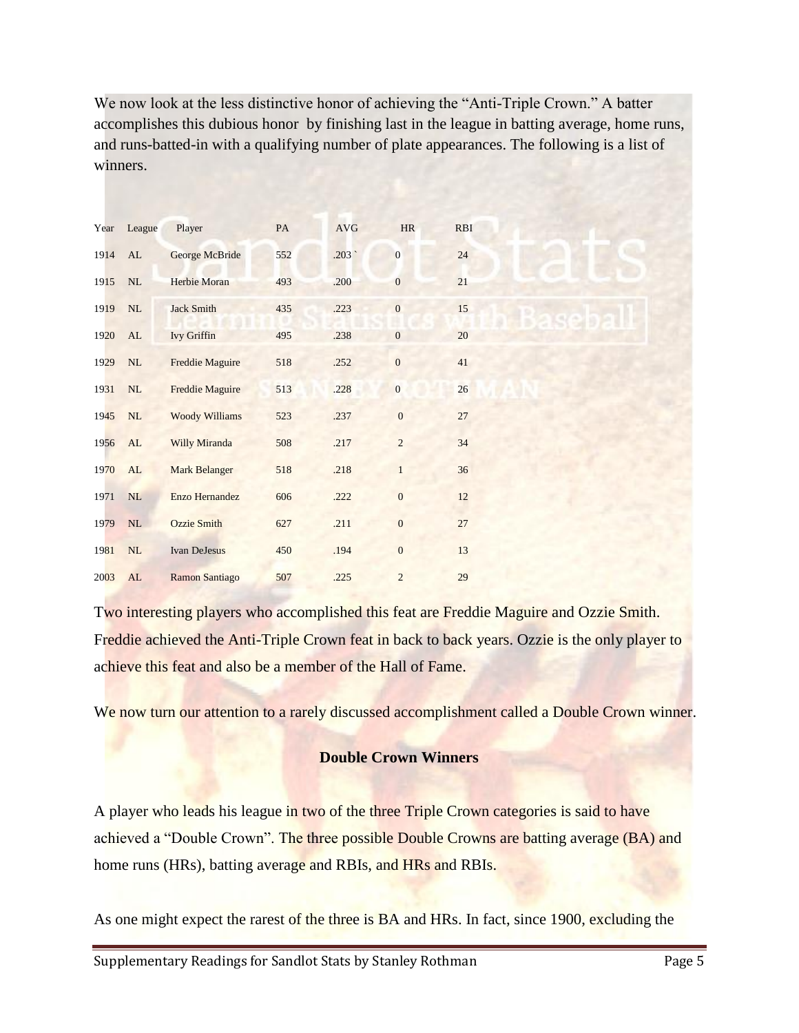We now look at the less distinctive honor of achieving the “Anti-Triple Crown.” A batter accomplishes this dubious honor by finishing last in the league in batting average, home runs, and runs-batted-in with a qualifying number of plate appearances. The following is a list of winners.

| Year | League | Player | PA | AVG | HR | RBI |
|---|---|---|---|---|---|---|
| 1914 | AL | George McBride | 552 | .203 ` | 0 | 24 |
| 1915 | NL | Herbie Moran | 493 | .200 | 0 | 21 |
| 1919 | NL | Jack Smith | 435 | .223 | 0 | 15 |
| 1920 | AL | Ivy Griffin | 495 | .238 | 0 | 20 |
| 1929 | NL | Freddie Maguire | 518 | .252 | 0 | 41 |
| 1931 | NL | Freddie Maguire | 513 | .228 | 0 | 26 |
| 1945 | NL | Woody Williams | 523 | .237 | 0 | 27 |
| 1956 | AL | Willy Miranda | 508 | .217 | 2 | 34 |
| 1970 | AL | Mark Belanger | 518 | .218 | 1 | 36 |
| 1971 | NL | Enzo Hernandez | 606 | .222 | 0 | 12 |
| 1979 | NL | Ozzie Smith | 627 | .211 | 0 | 27 |
| 1981 | NL | Ivan DeJesus | 450 | .194 | 0 | 13 |
| 2003 | AL | Ramon Santiago | 507 | .225 | 2 | 29 |

Two interesting players who accomplished this feat are Freddie Maguire and Ozzie Smith. Freddie achieved the Anti-Triple Crown feat in back to back years. Ozzie is the only player to achieve this feat and also be a member of the Hall of Fame.

We now turn our attention to a rarely discussed accomplishment called a Double Crown winner.

**Double Crown Winners**

A player who leads his league in two of the three Triple Crown categories is said to have achieved a “Double Crown”. The three possible Double Crowns are batting average (BA) and home runs (HRs), batting average and RBIs, and HRs and RBIs.

As one might expect the rarest of the three is BA and HRs. In fact, since 1900, excluding the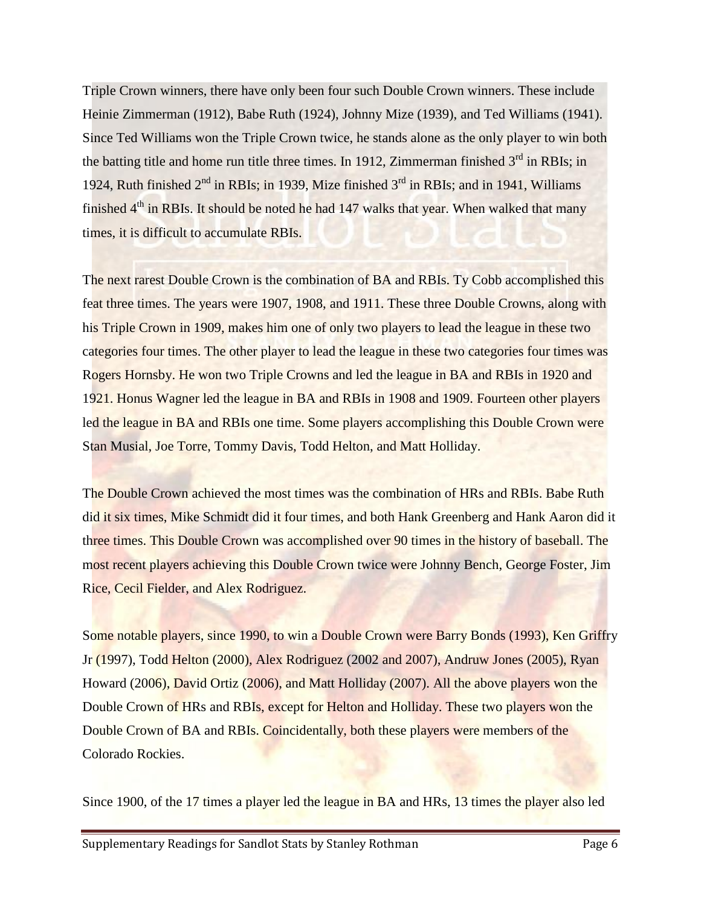Triple Crown winners, there have only been four such Double Crown winners. These include Heinie Zimmerman (1912), Babe Ruth (1924), Johnny Mize (1939), and Ted Williams (1941). Since Ted Williams won the Triple Crown twice, he stands alone as the only player to win both the batting title and home run title three times. In 1912, Zimmerman finished 3rd in RBIs; in 1924, Ruth finished 2nd in RBIs; in 1939, Mize finished 3rd in RBIs; and in 1941, Williams finished 4th in RBIs. It should be noted he had 147 walks that year. When walked that many times, it is difficult to accumulate RBIs.

The next rarest Double Crown is the combination of BA and RBIs. Ty Cobb accomplished this feat three times. The years were 1907, 1908, and 1911. These three Double Crowns, along with his Triple Crown in 1909, makes him one of only two players to lead the league in these two categories four times. The other player to lead the league in these two categories four times was Rogers Hornsby. He won two Triple Crowns and led the league in BA and RBIs in 1920 and 1921. Honus Wagner led the league in BA and RBIs in 1908 and 1909. Fourteen other players led the league in BA and RBIs one time. Some players accomplishing this Double Crown were Stan Musial, Joe Torre, Tommy Davis, Todd Helton, and Matt Holliday.

The Double Crown achieved the most times was the combination of HRs and RBIs. Babe Ruth did it six times, Mike Schmidt did it four times, and both Hank Greenberg and Hank Aaron did it three times. This Double Crown was accomplished over 90 times in the history of baseball. The most recent players achieving this Double Crown twice were Johnny Bench, George Foster, Jim Rice, Cecil Fielder, and Alex Rodriguez.

Some notable players, since 1990, to win a Double Crown were Barry Bonds (1993), Ken Griffry Jr (1997), Todd Helton (2000), Alex Rodriguez (2002 and 2007), Andruw Jones (2005), Ryan Howard (2006), David Ortiz (2006), and Matt Holliday (2007). All the above players won the Double Crown of HRs and RBIs, except for Helton and Holliday. These two players won the Double Crown of BA and RBIs. Coincidentally, both these players were members of the Colorado Rockies.

Since 1900, of the 17 times a player led the league in BA and HRs, 13 times the player also led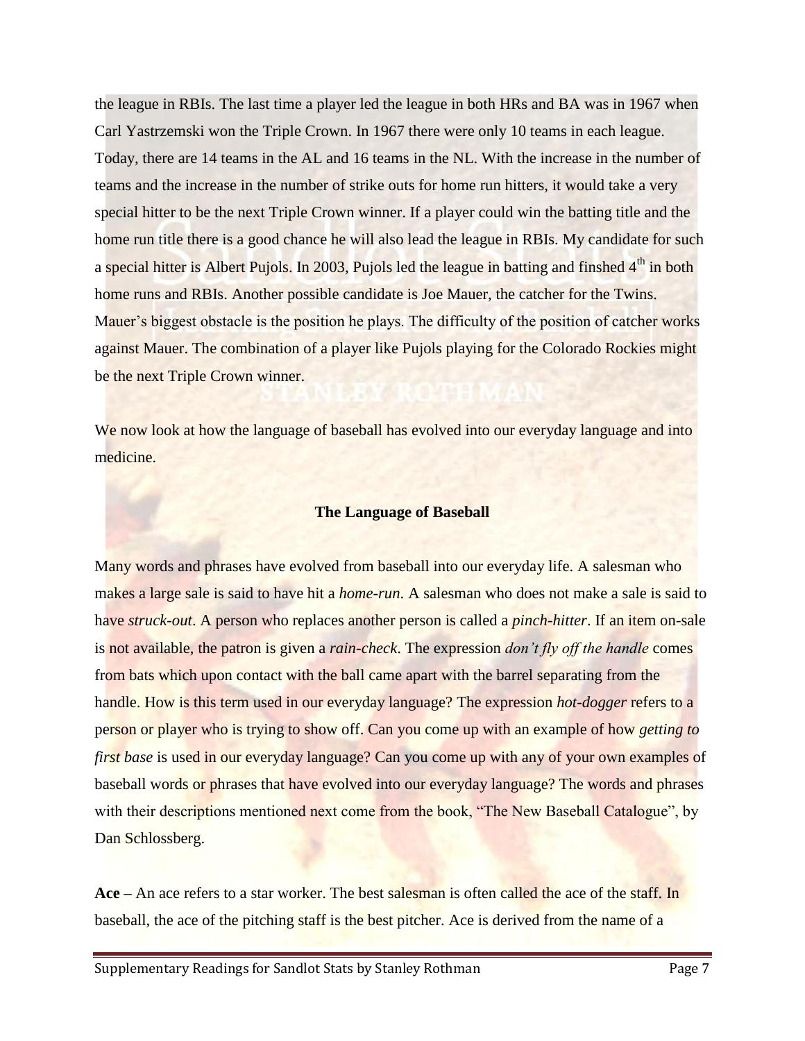the league in RBIs. The last time a player led the league in both HRs and BA was in 1967 when Carl Yastrzemski won the Triple Crown. In 1967 there were only 10 teams in each league. Today, there are 14 teams in the AL and 16 teams in the NL. With the increase in the number of teams and the increase in the number of strike outs for home run hitters, it would take a very special hitter to be the next Triple Crown winner. If a player could win the batting title and the home run title there is a good chance he will also lead the league in RBIs. My candidate for such a special hitter is Albert Pujols. In 2003, Pujols led the league in batting and finshed 4th in both home runs and RBIs. Another possible candidate is Joe Mauer, the catcher for the Twins. Mauer's biggest obstacle is the position he plays. The difficulty of the position of catcher works against Mauer. The combination of a player like Pujols playing for the Colorado Rockies might be the next Triple Crown winner.

We now look at how the language of baseball has evolved into our everyday language and into medicine.

## The Language of Baseball

Many words and phrases have evolved from baseball into our everyday life. A salesman who makes a large sale is said to have hit a *home-run*. A salesman who does not make a sale is said to have *struck-out*. A person who replaces another person is called a *pinch-hitter*. If an item on-sale is not available, the patron is given a *rain-check*. The expression *don't fly off the handle* comes from bats which upon contact with the ball came apart with the barrel separating from the handle. How is this term used in our everyday language? The expression *hot-dogger* refers to a person or player who is trying to show off. Can you come up with an example of how *getting to first base* is used in our everyday language? Can you come up with any of your own examples of baseball words or phrases that have evolved into our everyday language? The words and phrases with their descriptions mentioned next come from the book, "The New Baseball Catalogue", by Dan Schlossberg.

**Ace –** An ace refers to a star worker. The best salesman is often called the ace of the staff. In baseball, the ace of the pitching staff is the best pitcher. Ace is derived from the name of a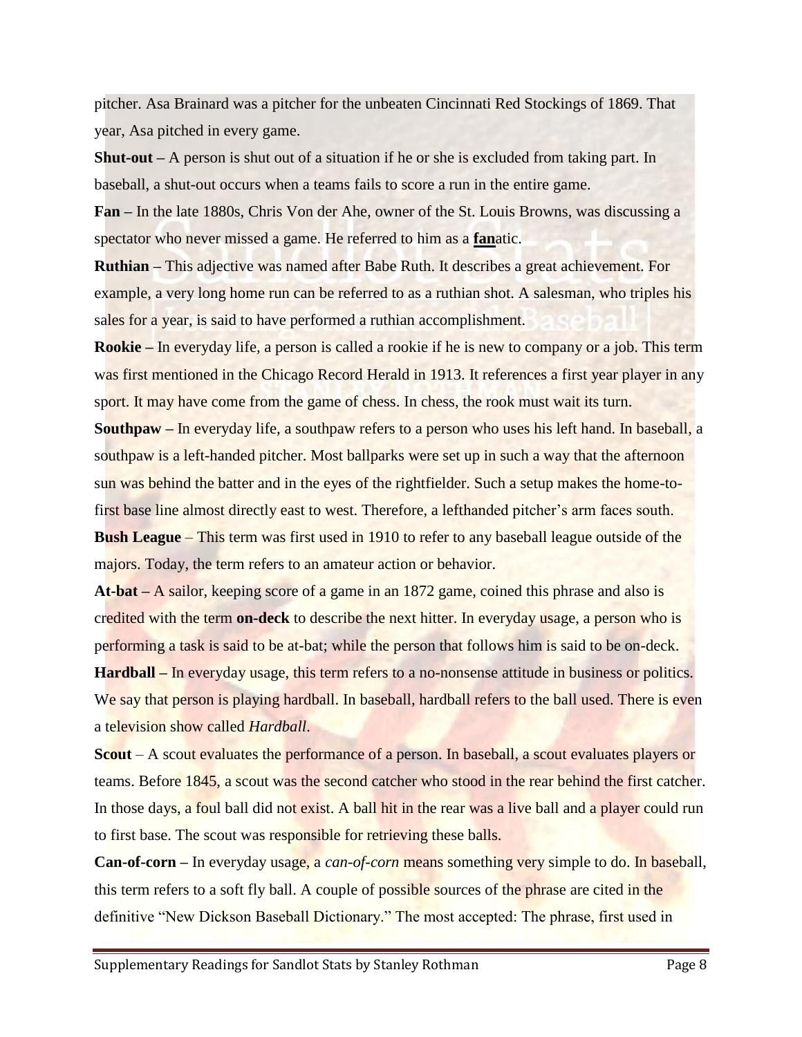pitcher. Asa Brainard was a pitcher for the unbeaten Cincinnati Red Stockings of 1869. That year, Asa pitched in every game.

**Shut-out –** A person is shut out of a situation if he or she is excluded from taking part. In baseball, a shut-out occurs when a teams fails to score a run in the entire game.

**Fan –** In the late 1880s, Chris Von der Ahe, owner of the St. Louis Browns, was discussing a spectator who never missed a game. He referred to him as a **fan**atic.

**Ruthian –** This adjective was named after Babe Ruth. It describes a great achievement. For example, a very long home run can be referred to as a ruthian shot. A salesman, who triples his sales for a year, is said to have performed a ruthian accomplishment.

**Rookie –** In everyday life, a person is called a rookie if he is new to company or a job. This term was first mentioned in the Chicago Record Herald in 1913. It references a first year player in any sport. It may have come from the game of chess. In chess, the rook must wait its turn.

**Southpaw –** In everyday life, a southpaw refers to a person who uses his left hand. In baseball, a southpaw is a left-handed pitcher. Most ballparks were set up in such a way that the afternoon sun was behind the batter and in the eyes of the rightfielder. Such a setup makes the home-to-first base line almost directly east to west. Therefore, a lefthanded pitcher's arm faces south.

**Bush League** – This term was first used in 1910 to refer to any baseball league outside of the majors. Today, the term refers to an amateur action or behavior.

**At-bat –** A sailor, keeping score of a game in an 1872 game, coined this phrase and also is credited with the term **on-deck** to describe the next hitter. In everyday usage, a person who is performing a task is said to be at-bat; while the person that follows him is said to be on-deck.

**Hardball –** In everyday usage, this term refers to a no-nonsense attitude in business or politics. We say that person is playing hardball. In baseball, hardball refers to the ball used. There is even a television show called *Hardball*.

**Scout** – A scout evaluates the performance of a person. In baseball, a scout evaluates players or teams. Before 1845, a scout was the second catcher who stood in the rear behind the first catcher. In those days, a foul ball did not exist. A ball hit in the rear was a live ball and a player could run to first base. The scout was responsible for retrieving these balls.

**Can-of-corn –** In everyday usage, a *can-of-corn* means something very simple to do. In baseball, this term refers to a soft fly ball. A couple of possible sources of the phrase are cited in the definitive "New Dickson Baseball Dictionary." The most accepted: The phrase, first used in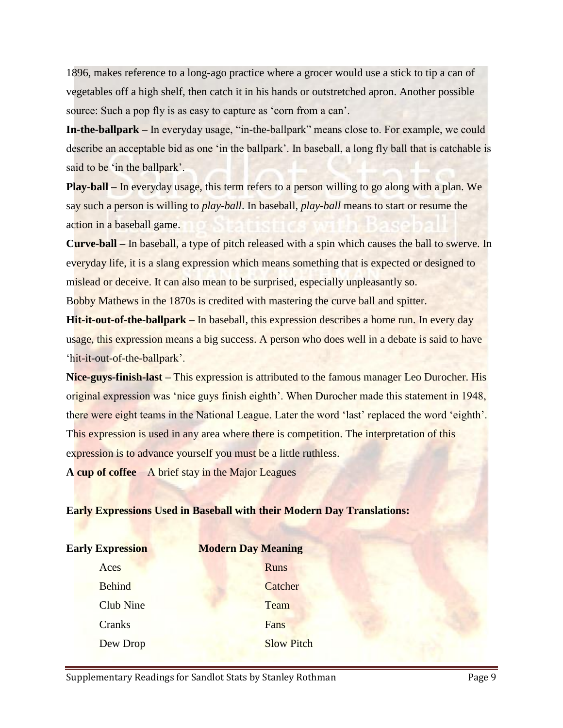1896, makes reference to a long-ago practice where a grocer would use a stick to tip a can of vegetables off a high shelf, then catch it in his hands or outstretched apron. Another possible source: Such a pop fly is as easy to capture as 'corn from a can'.

**In-the-ballpark –** In everyday usage, "in-the-ballpark" means close to. For example, we could describe an acceptable bid as one 'in the ballpark'. In baseball, a long fly ball that is catchable is said to be 'in the ballpark'.

**Play-ball –** In everyday usage, this term refers to a person willing to go along with a plan. We say such a person is willing to *play-ball*. In baseball, *play-ball* means to start or resume the action in a baseball game.

**Curve-ball –** In baseball, a type of pitch released with a spin which causes the ball to swerve. In everyday life, it is a slang expression which means something that is expected or designed to mislead or deceive. It can also mean to be surprised, especially unpleasantly so.

Bobby Mathews in the 1870s is credited with mastering the curve ball and spitter.

**Hit-it-out-of-the-ballpark –** In baseball, this expression describes a home run. In every day usage, this expression means a big success. A person who does well in a debate is said to have 'hit-it-out-of-the-ballpark'.

**Nice-guys-finish-last –** This expression is attributed to the famous manager Leo Durocher. His original expression was 'nice guys finish eighth'. When Durocher made this statement in 1948, there were eight teams in the National League. Later the word 'last' replaced the word 'eighth'. This expression is used in any area where there is competition. The interpretation of this expression is to advance yourself you must be a little ruthless.

**A cup of coffee** – A brief stay in the Major Leagues

**Early Expressions Used in Baseball with their Modern Day Translations:**

| **Early Expression** | **Modern Day Meaning** |
|---|---|
| Aces | Runs |
| Behind | Catcher |
| Club Nine | Team |
| Cranks | Fans |
| Dew Drop | Slow Pitch |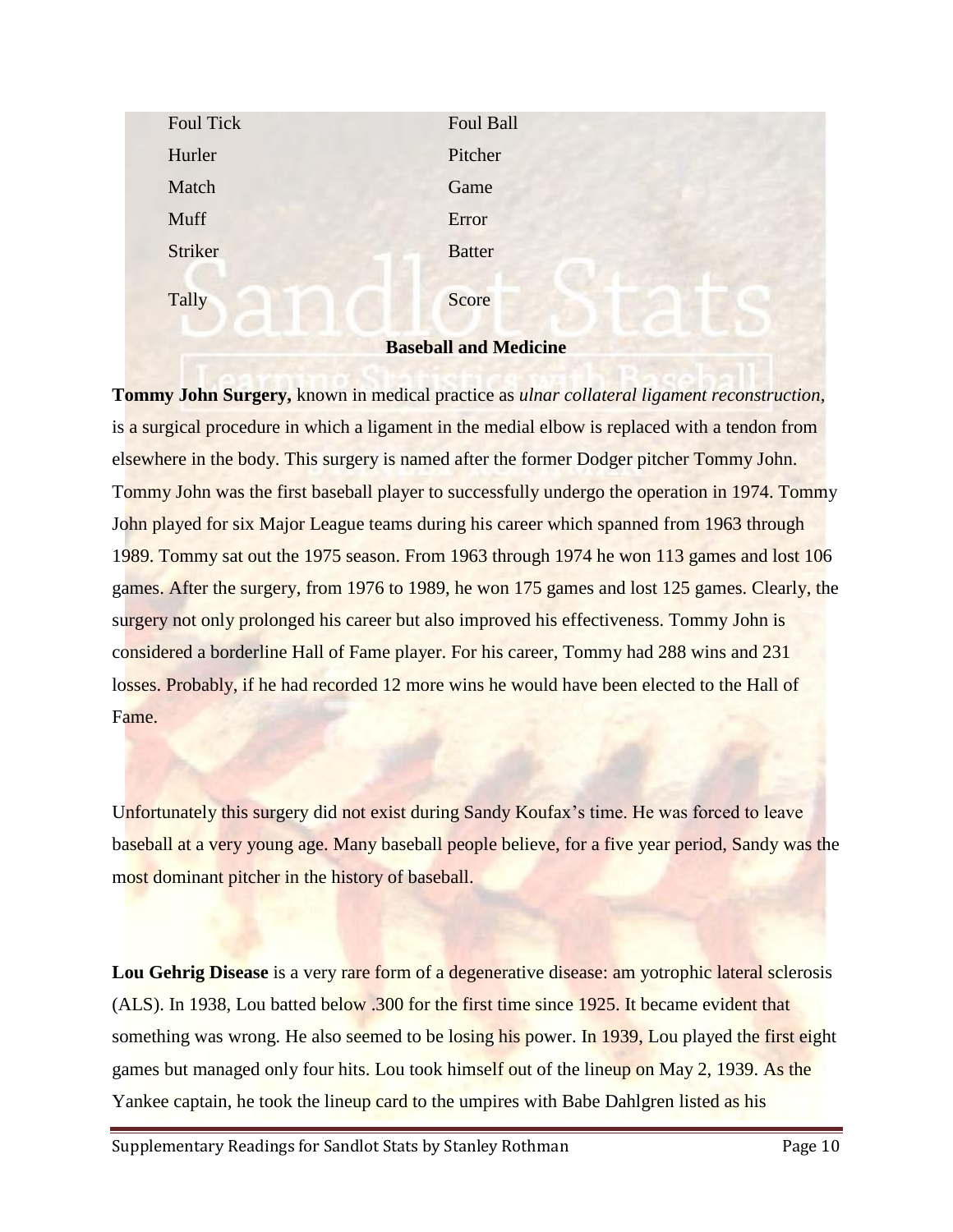| | |
|---|---|
| Foul Tick | Foul Ball |
| Hurler | Pitcher |
| Match | Game |
| Muff | Error |
| Striker | Batter |
| Tally | Score |

## Baseball and Medicine

**Tommy John Surgery,** known in medical practice as *ulnar collateral ligament reconstruction*, is a surgical procedure in which a ligament in the medial elbow is replaced with a tendon from elsewhere in the body. This surgery is named after the former Dodger pitcher Tommy John. Tommy John was the first baseball player to successfully undergo the operation in 1974. Tommy John played for six Major League teams during his career which spanned from 1963 through 1989. Tommy sat out the 1975 season. From 1963 through 1974 he won 113 games and lost 106 games. After the surgery, from 1976 to 1989, he won 175 games and lost 125 games. Clearly, the surgery not only prolonged his career but also improved his effectiveness. Tommy John is considered a borderline Hall of Fame player. For his career, Tommy had 288 wins and 231 losses. Probably, if he had recorded 12 more wins he would have been elected to the Hall of Fame.

Unfortunately this surgery did not exist during Sandy Koufax's time. He was forced to leave baseball at a very young age. Many baseball people believe, for a five year period, Sandy was the most dominant pitcher in the history of baseball.

**Lou Gehrig Disease** is a very rare form of a degenerative disease: am yotrophic lateral sclerosis (ALS). In 1938, Lou batted below .300 for the first time since 1925. It became evident that something was wrong. He also seemed to be losing his power. In 1939, Lou played the first eight games but managed only four hits. Lou took himself out of the lineup on May 2, 1939. As the Yankee captain, he took the lineup card to the umpires with Babe Dahlgren listed as his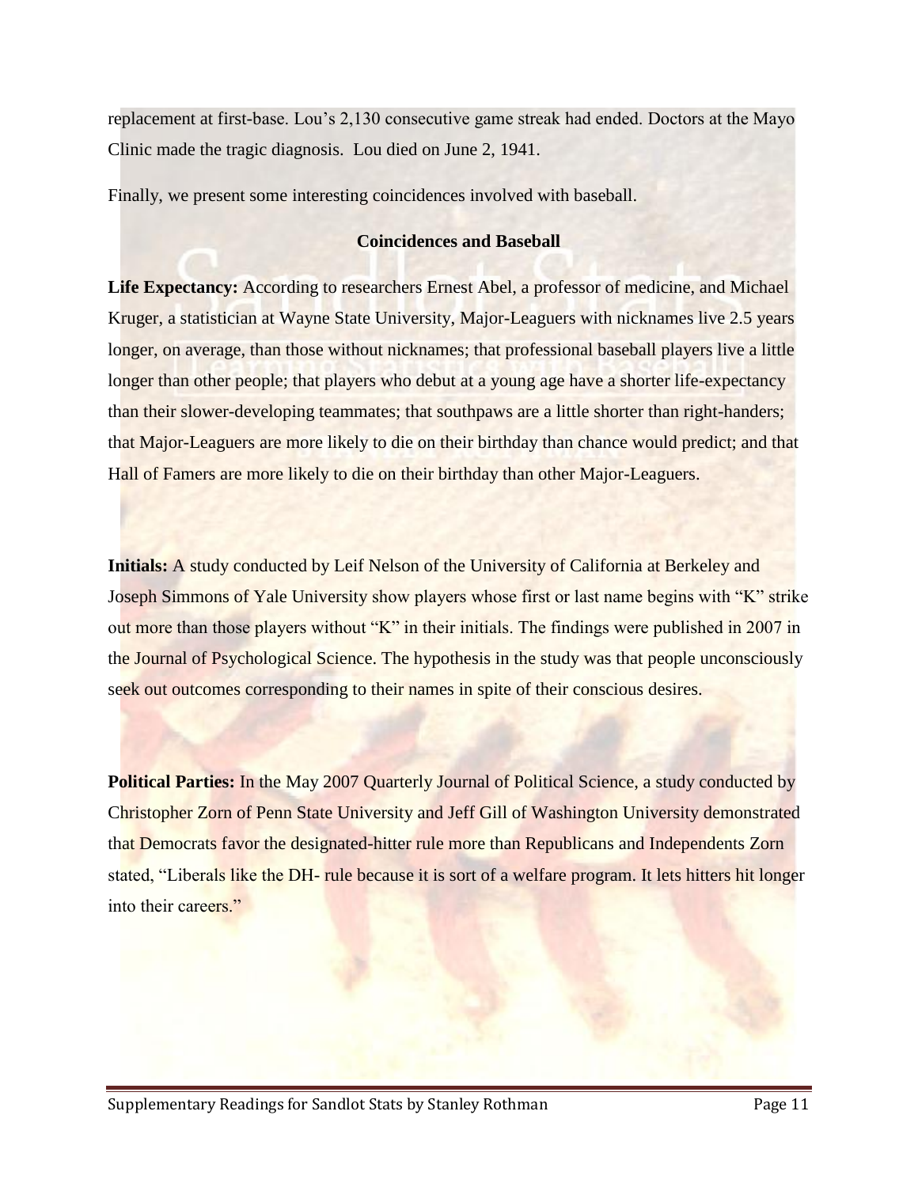replacement at first-base. Lou's 2,130 consecutive game streak had ended. Doctors at the Mayo Clinic made the tragic diagnosis. Lou died on June 2, 1941.

Finally, we present some interesting coincidences involved with baseball.

### Coincidences and Baseball

**Life Expectancy:** According to researchers Ernest Abel, a professor of medicine, and Michael Kruger, a statistician at Wayne State University, Major-Leaguers with nicknames live 2.5 years longer, on average, than those without nicknames; that professional baseball players live a little longer than other people; that players who debut at a young age have a shorter life-expectancy than their slower-developing teammates; that southpaws are a little shorter than right-handers; that Major-Leaguers are more likely to die on their birthday than chance would predict; and that Hall of Famers are more likely to die on their birthday than other Major-Leaguers.

**Initials:** A study conducted by Leif Nelson of the University of California at Berkeley and Joseph Simmons of Yale University show players whose first or last name begins with "K" strike out more than those players without "K" in their initials. The findings were published in 2007 in the Journal of Psychological Science. The hypothesis in the study was that people unconsciously seek out outcomes corresponding to their names in spite of their conscious desires.

**Political Parties:** In the May 2007 Quarterly Journal of Political Science, a study conducted by Christopher Zorn of Penn State University and Jeff Gill of Washington University demonstrated that Democrats favor the designated-hitter rule more than Republicans and Independents Zorn stated, "Liberals like the DH- rule because it is sort of a welfare program. It lets hitters hit longer into their careers."